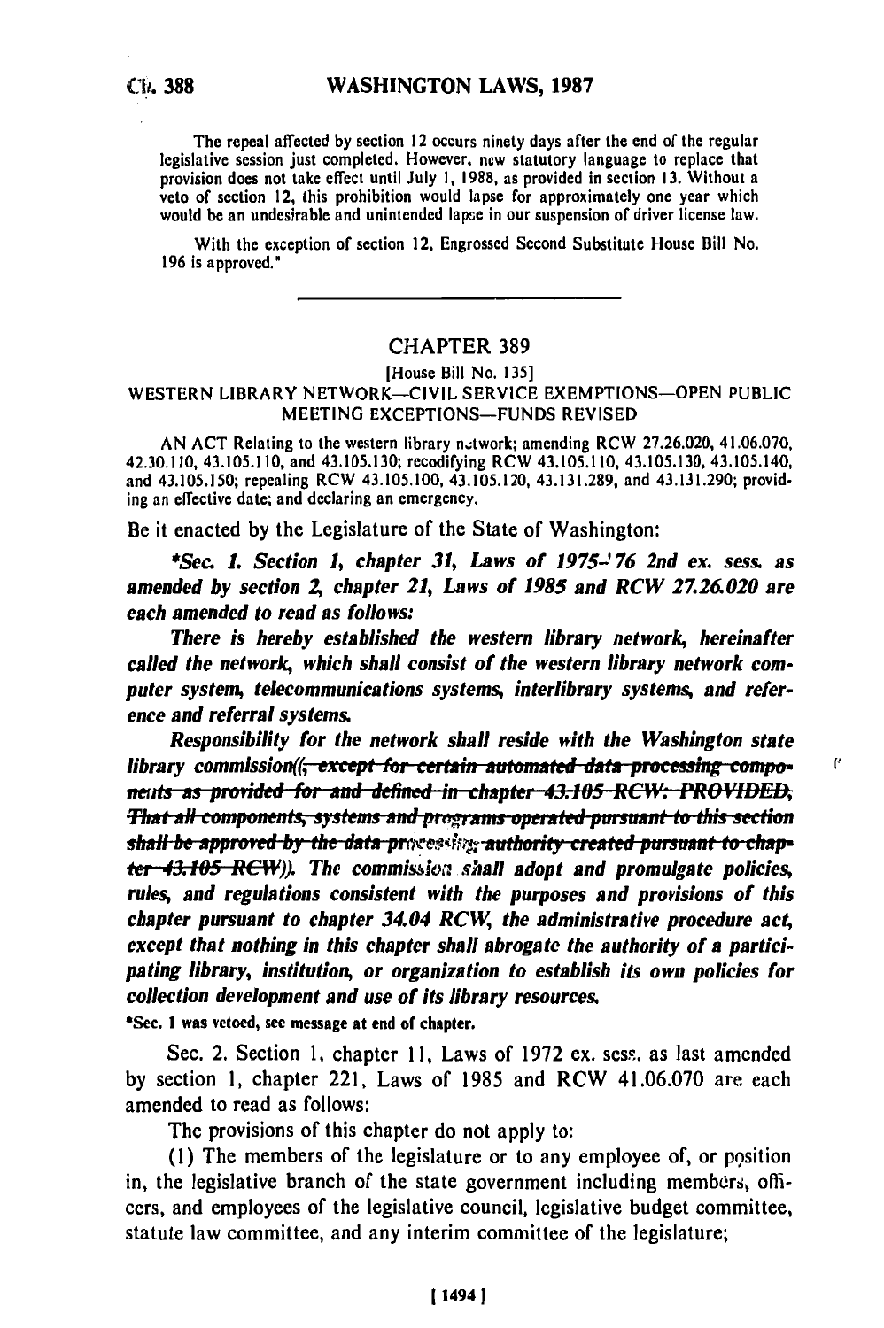The repeal affected by section 12 occurs ninety days after the end of the regular legislative session just completed. However, new statutory language to replace that provision does not take effect until July 1, 1988, as provided in section 13. Without a veto of section 12, this prohibition would lapse for approximately one year which would be an undesirable and unintended lapse in our suspension of driver license law.

With the exception of section 12, Engrossed Second Substitute House Bill No. 196 is approved."

---

## CHAPTER 389

[House Bill No. 135]

### WESTERN LIBRARY NETWORK—CIVIL SERVICE EXEMPTIONS—OPEN PUBLIC MEETING EXCEPTIONS—FUNDS REVISED

AN ACT Relating to the western library network; amending RCW 27.26.020, 41.06.070, 42.30.110, 43.105.110, and 43.105.130; recodifying RCW 43.105.110, 43.105.130, 43.105.140, and 43.105.150; repealing RCW 43.105.100, 43.105.120, 43.131.289, and 43.131.290; providing an effective date; and declaring an emergency.

Be it enacted by the Legislature of the State of Washington:

*\*Sec. 1. Section 1, chapter 31, Laws of 1975-'76 2nd ex. sess. as amended by section 2, chapter 21, Laws of 1985 and RCW 27.26.020 are each amended to read as follows:*

*There is hereby established the western library network, hereinafter called the network, which shall consist of the western library network computer system, telecommunications systems, interlibrary systems, and reference and referral systems.*

*Responsibility for the network shall reside with the Washington state library commission~~((, except for certain automated data processing components as provided for and defined in chapter 43.105 RCW: PROVIDED, That all components, systems and programs operated pursuant to this section shall be approved by the data processing authority created pursuant to chapter 43.105 RCW))~~. The commission shall adopt and promulgate policies, rules, and regulations consistent with the purposes and provisions of this chapter pursuant to chapter 34.04 RCW, the administrative procedure act, except that nothing in this chapter shall abrogate the authority of a participating library, institution, or organization to establish its own policies for collection development and use of its library resources.*

**\*Sec. 1 was vetoed, see message at end of chapter.**

Sec. 2. Section 1, chapter 11, Laws of 1972 ex. sess. as last amended by section 1, chapter 221, Laws of 1985 and RCW 41.06.070 are each amended to read as follows:

The provisions of this chapter do not apply to:

(1) The members of the legislature or to any employee of, or position in, the legislative branch of the state government including members, officers, and employees of the legislative council, legislative budget committee, statute law committee, and any interim committee of the legislature;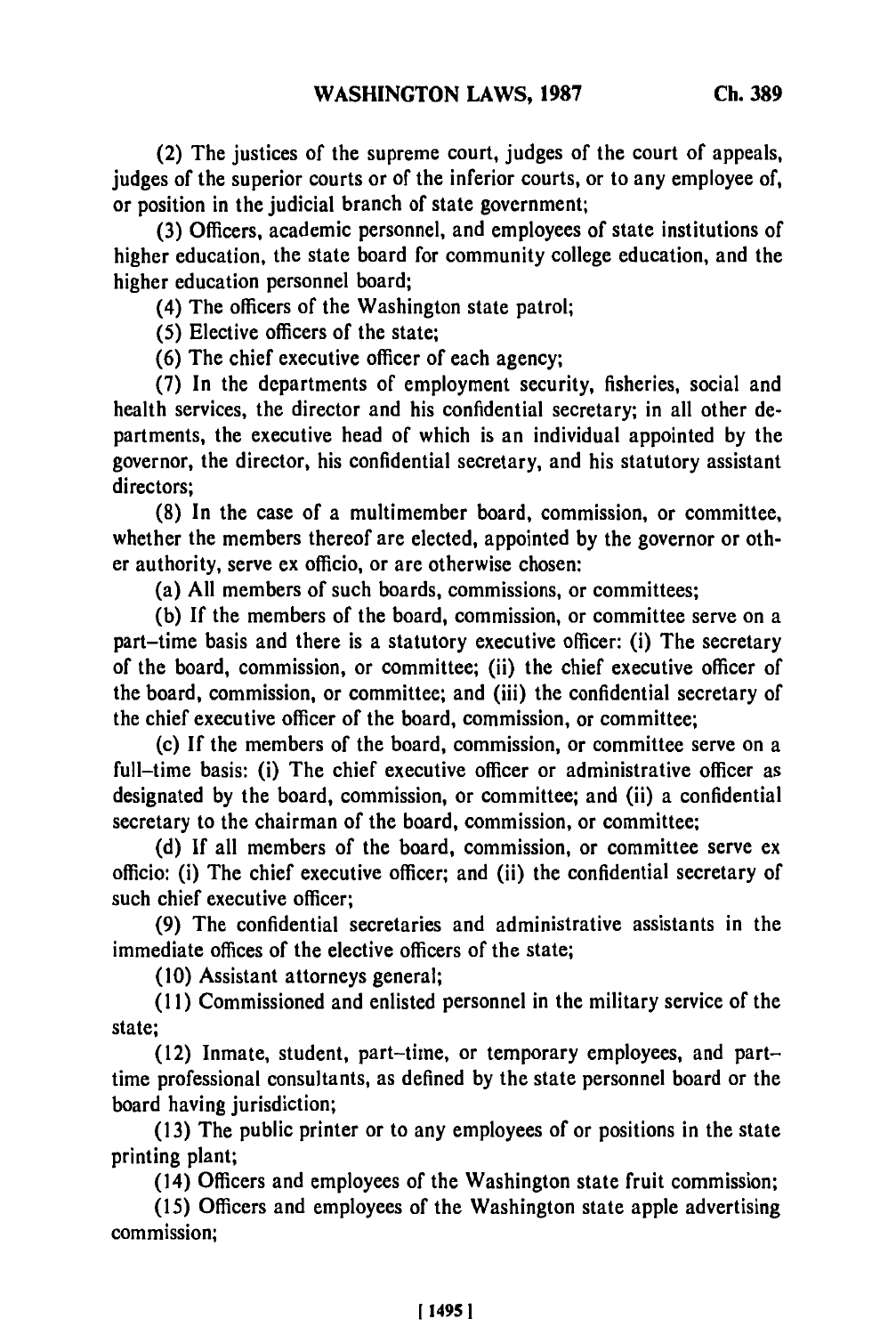(2) The justices of the supreme court, judges of the court of appeals, judges of the superior courts or of the inferior courts, or to any employee of, or position in the judicial branch of state government;

(3) Officers, academic personnel, and employees of state institutions of higher education, the state board for community college education, and the higher education personnel board;

(4) The officers of the Washington state patrol;

(5) Elective officers of the state;

(6) The chief executive officer of each agency;

(7) In the departments of employment security, fisheries, social and health services, the director and his confidential secretary; in all other departments, the executive head of which is an individual appointed by the governor, the director, his confidential secretary, and his statutory assistant directors;

(8) In the case of a multimember board, commission, or committee, whether the members thereof are elected, appointed by the governor or other authority, serve ex officio, or are otherwise chosen:

(a) All members of such boards, commissions, or committees;

(b) If the members of the board, commission, or committee serve on a part-time basis and there is a statutory executive officer: (i) The secretary of the board, commission, or committee; (ii) the chief executive officer of the board, commission, or committee; and (iii) the confidential secretary of the chief executive officer of the board, commission, or committee;

(c) If the members of the board, commission, or committee serve on a full-time basis: (i) The chief executive officer or administrative officer as designated by the board, commission, or committee; and (ii) a confidential secretary to the chairman of the board, commission, or committee;

(d) If all members of the board, commission, or committee serve ex officio: (i) The chief executive officer; and (ii) the confidential secretary of such chief executive officer;

(9) The confidential secretaries and administrative assistants in the immediate offices of the elective officers of the state;

(10) Assistant attorneys general;

(11) Commissioned and enlisted personnel in the military service of the state;

(12) Inmate, student, part-time, or temporary employees, and part-time professional consultants, as defined by the state personnel board or the board having jurisdiction;

(13) The public printer or to any employees of or positions in the state printing plant;

(14) Officers and employees of the Washington state fruit commission;

(15) Officers and employees of the Washington state apple advertising commission;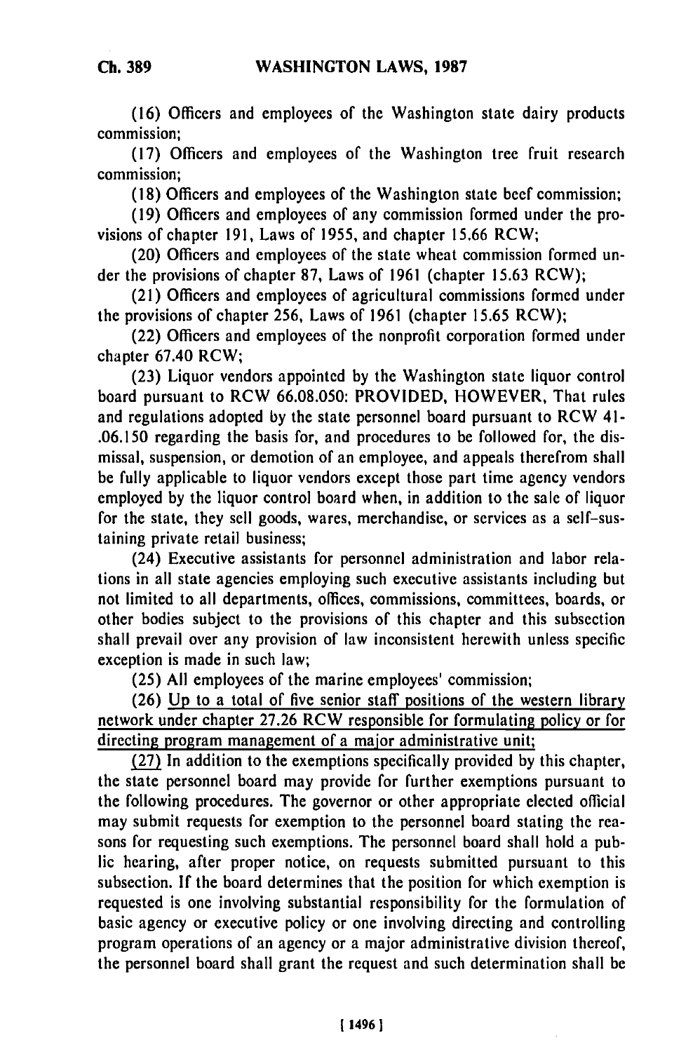(16) Officers and employees of the Washington state dairy products commission;

(17) Officers and employees of the Washington tree fruit research commission;

(18) Officers and employees of the Washington state beef commission;

(19) Officers and employees of any commission formed under the provisions of chapter 191, Laws of 1955, and chapter 15.66 RCW;

(20) Officers and employees of the state wheat commission formed under the provisions of chapter 87, Laws of 1961 (chapter 15.63 RCW);

(21) Officers and employees of agricultural commissions formed under the provisions of chapter 256, Laws of 1961 (chapter 15.65 RCW);

(22) Officers and employees of the nonprofit corporation formed under chapter 67.40 RCW;

(23) Liquor vendors appointed by the Washington state liquor control board pursuant to RCW 66.08.050: PROVIDED, HOWEVER, That rules and regulations adopted by the state personnel board pursuant to RCW 41-.06.150 regarding the basis for, and procedures to be followed for, the dismissal, suspension, or demotion of an employee, and appeals therefrom shall be fully applicable to liquor vendors except those part time agency vendors employed by the liquor control board when, in addition to the sale of liquor for the state, they sell goods, wares, merchandise, or services as a self-sustaining private retail business;

(24) Executive assistants for personnel administration and labor relations in all state agencies employing such executive assistants including but not limited to all departments, offices, commissions, committees, boards, or other bodies subject to the provisions of this chapter and this subsection shall prevail over any provision of law inconsistent herewith unless specific exception is made in such law;

(25) All employees of the marine employees' commission;

(26) <u>Up to a total of five senior staff positions of the western library network under chapter 27.26 RCW responsible for formulating policy or for directing program management of a major administrative unit;</u>

<u>(27)</u> In addition to the exemptions specifically provided by this chapter, the state personnel board may provide for further exemptions pursuant to the following procedures. The governor or other appropriate elected official may submit requests for exemption to the personnel board stating the reasons for requesting such exemptions. The personnel board shall hold a public hearing, after proper notice, on requests submitted pursuant to this subsection. If the board determines that the position for which exemption is requested is one involving substantial responsibility for the formulation of basic agency or executive policy or one involving directing and controlling program operations of an agency or a major administrative division thereof, the personnel board shall grant the request and such determination shall be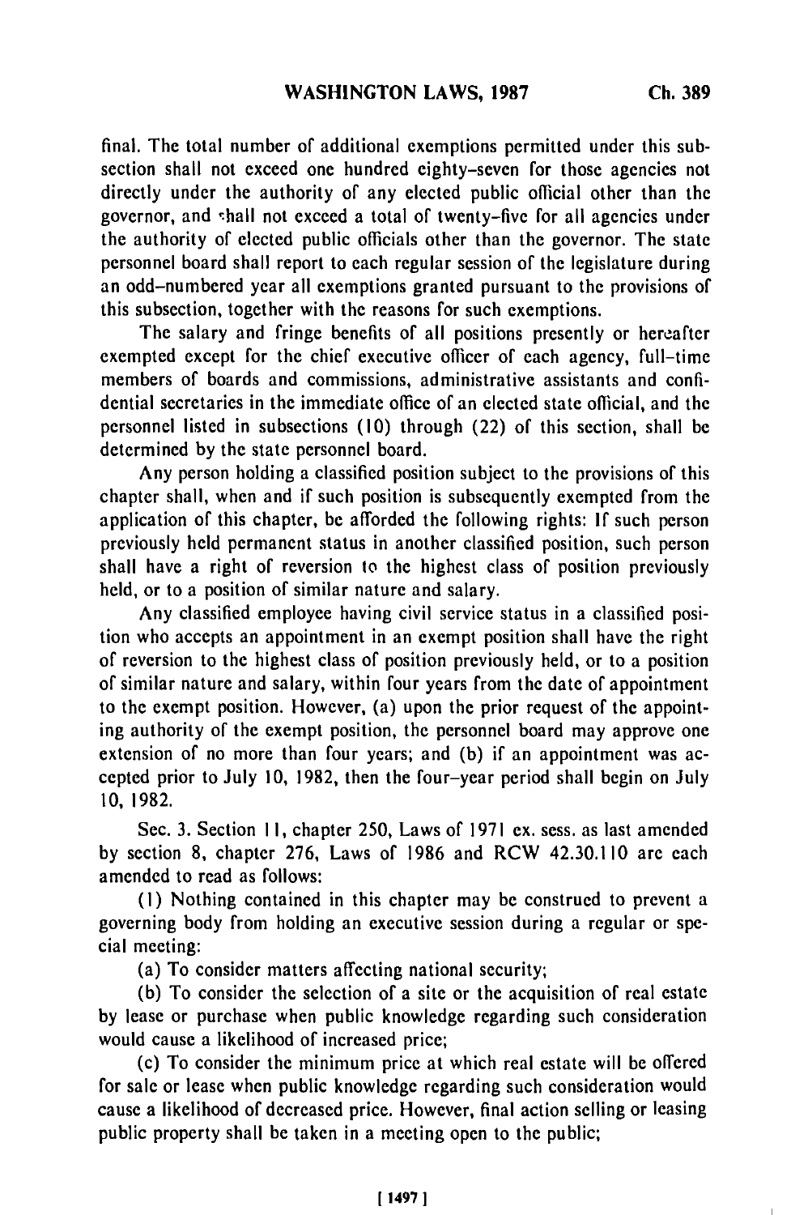final. The total number of additional exemptions permitted under this subsection shall not exceed one hundred eighty-seven for those agencies not directly under the authority of any elected public official other than the governor, and shall not exceed a total of twenty-five for all agencies under the authority of elected public officials other than the governor. The state personnel board shall report to each regular session of the legislature during an odd-numbered year all exemptions granted pursuant to the provisions of this subsection, together with the reasons for such exemptions.

The salary and fringe benefits of all positions presently or hereafter exempted except for the chief executive officer of each agency, full-time members of boards and commissions, administrative assistants and confidential secretaries in the immediate office of an elected state official, and the personnel listed in subsections (10) through (22) of this section, shall be determined by the state personnel board.

Any person holding a classified position subject to the provisions of this chapter shall, when and if such position is subsequently exempted from the application of this chapter, be afforded the following rights: If such person previously held permanent status in another classified position, such person shall have a right of reversion to the highest class of position previously held, or to a position of similar nature and salary.

Any classified employee having civil service status in a classified position who accepts an appointment in an exempt position shall have the right of reversion to the highest class of position previously held, or to a position of similar nature and salary, within four years from the date of appointment to the exempt position. However, (a) upon the prior request of the appointing authority of the exempt position, the personnel board may approve one extension of no more than four years; and (b) if an appointment was accepted prior to July 10, 1982, then the four-year period shall begin on July 10, 1982.

Sec. 3. Section 11, chapter 250, Laws of 1971 ex. sess. as last amended by section 8, chapter 276, Laws of 1986 and RCW 42.30.110 are each amended to read as follows:

(1) Nothing contained in this chapter may be construed to prevent a governing body from holding an executive session during a regular or special meeting:

(a) To consider matters affecting national security;

(b) To consider the selection of a site or the acquisition of real estate by lease or purchase when public knowledge regarding such consideration would cause a likelihood of increased price;

(c) To consider the minimum price at which real estate will be offered for sale or lease when public knowledge regarding such consideration would cause a likelihood of decreased price. However, final action selling or leasing public property shall be taken in a meeting open to the public;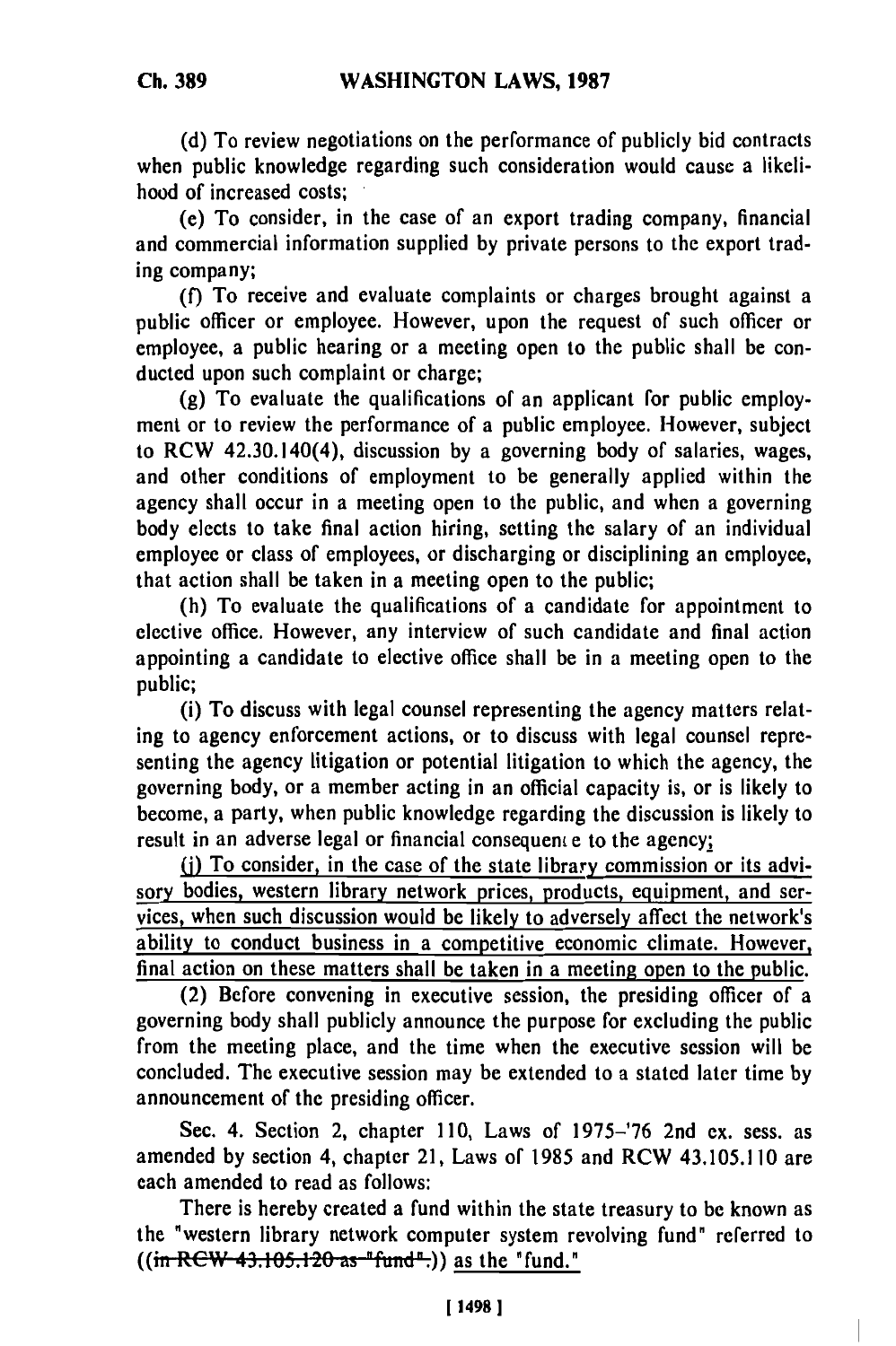(d) To review negotiations on the performance of publicly bid contracts when public knowledge regarding such consideration would cause a likelihood of increased costs;

(e) To consider, in the case of an export trading company, financial and commercial information supplied by private persons to the export trading company;

(f) To receive and evaluate complaints or charges brought against a public officer or employee. However, upon the request of such officer or employee, a public hearing or a meeting open to the public shall be conducted upon such complaint or charge;

(g) To evaluate the qualifications of an applicant for public employment or to review the performance of a public employee. However, subject to RCW 42.30.140(4), discussion by a governing body of salaries, wages, and other conditions of employment to be generally applied within the agency shall occur in a meeting open to the public, and when a governing body elects to take final action hiring, setting the salary of an individual employee or class of employees, or discharging or disciplining an employee, that action shall be taken in a meeting open to the public;

(h) To evaluate the qualifications of a candidate for appointment to elective office. However, any interview of such candidate and final action appointing a candidate to elective office shall be in a meeting open to the public;

(i) To discuss with legal counsel representing the agency matters relating to agency enforcement actions, or to discuss with legal counsel representing the agency litigation or potential litigation to which the agency, the governing body, or a member acting in an official capacity is, or is likely to become, a party, when public knowledge regarding the discussion is likely to result in an adverse legal or financial consequence to the agency;

<u>(j) To consider, in the case of the state library commission or its advisory bodies, western library network prices, products, equipment, and services, when such discussion would be likely to adversely affect the network's ability to conduct business in a competitive economic climate. However, final action on these matters shall be taken in a meeting open to the public.</u>

(2) Before convening in executive session, the presiding officer of a governing body shall publicly announce the purpose for excluding the public from the meeting place, and the time when the executive session will be concluded. The executive session may be extended to a stated later time by announcement of the presiding officer.

Sec. 4. Section 2, chapter 110, Laws of 1975–'76 2nd ex. sess. as amended by section 4, chapter 21, Laws of 1985 and RCW 43.105.110 are each amended to read as follows:

There is hereby created a fund within the state treasury to be known as the "western library network computer system revolving fund" referred to ((~~in RCW 43.105.120 as "fund".~~)) <u>as the "fund."</u>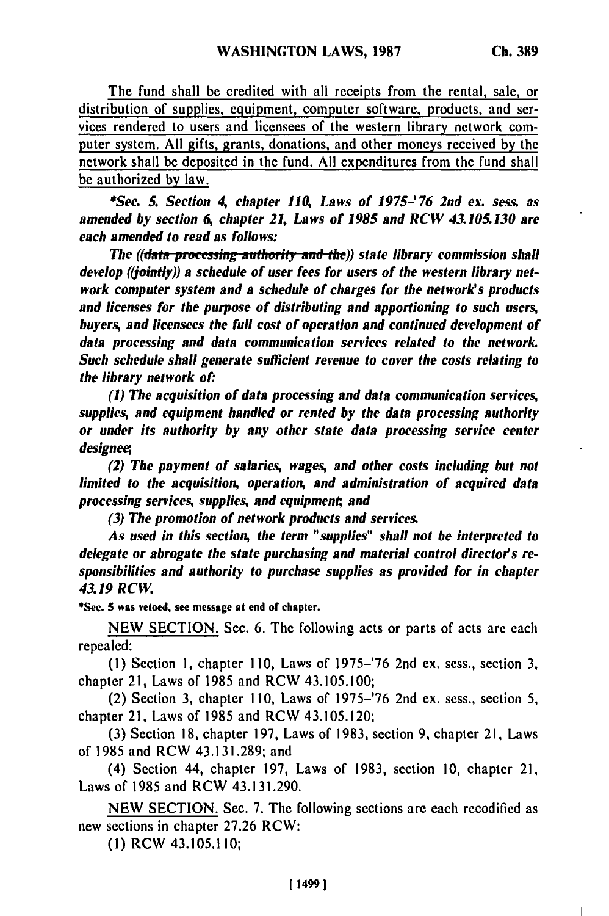The fund shall be credited with all receipts from the rental, sale, or distribution of supplies, equipment, computer software, products, and services rendered to users and licensees of the western library network computer system. All gifts, grants, donations, and other moneys received by the network shall be deposited in the fund. All expenditures from the fund shall be authorized by law.

**\*Sec. 5.** *Section 4, chapter 110, Laws of 1975-'76 2nd ex. sess. as amended by section 6, chapter 21, Laws of 1985 and RCW 43.105.130 are each amended to read as follows:*

*The ((~~data processing authority and the~~)) state library commission shall develop ((~~jointly~~)) a schedule of user fees for users of the western library network computer system and a schedule of charges for the network's products and licenses for the purpose of distributing and apportioning to such users, buyers, and licensees the full cost of operation and continued development of data processing and data communication services related to the network. Such schedule shall generate sufficient revenue to cover the costs relating to the library network of:*

*(1) The acquisition of data processing and data communication services, supplies, and equipment handled or rented by the data processing authority or under its authority by any other state data processing service center designee;*

*(2) The payment of salaries, wages, and other costs including but not limited to the acquisition, operation, and administration of acquired data processing services, supplies, and equipment; and*

*(3) The promotion of network products and services.*

*As used in this section, the term "supplies" shall not be interpreted to delegate or abrogate the state purchasing and material control director's responsibilities and authority to purchase supplies as provided for in chapter 43.19 RCW.*

**\*Sec. 5 was vetoed, see message at end of chapter.**

NEW SECTION. Sec. 6. The following acts or parts of acts are each repealed:

(1) Section 1, chapter 110, Laws of 1975-'76 2nd ex. sess., section 3, chapter 21, Laws of 1985 and RCW 43.105.100;

(2) Section 3, chapter 110, Laws of 1975-'76 2nd ex. sess., section 5, chapter 21, Laws of 1985 and RCW 43.105.120;

(3) Section 18, chapter 197, Laws of 1983, section 9, chapter 21, Laws of 1985 and RCW 43.131.289; and

(4) Section 44, chapter 197, Laws of 1983, section 10, chapter 21, Laws of 1985 and RCW 43.131.290.

NEW SECTION. Sec. 7. The following sections are each recodified as new sections in chapter 27.26 RCW:

(1) RCW 43.105.110;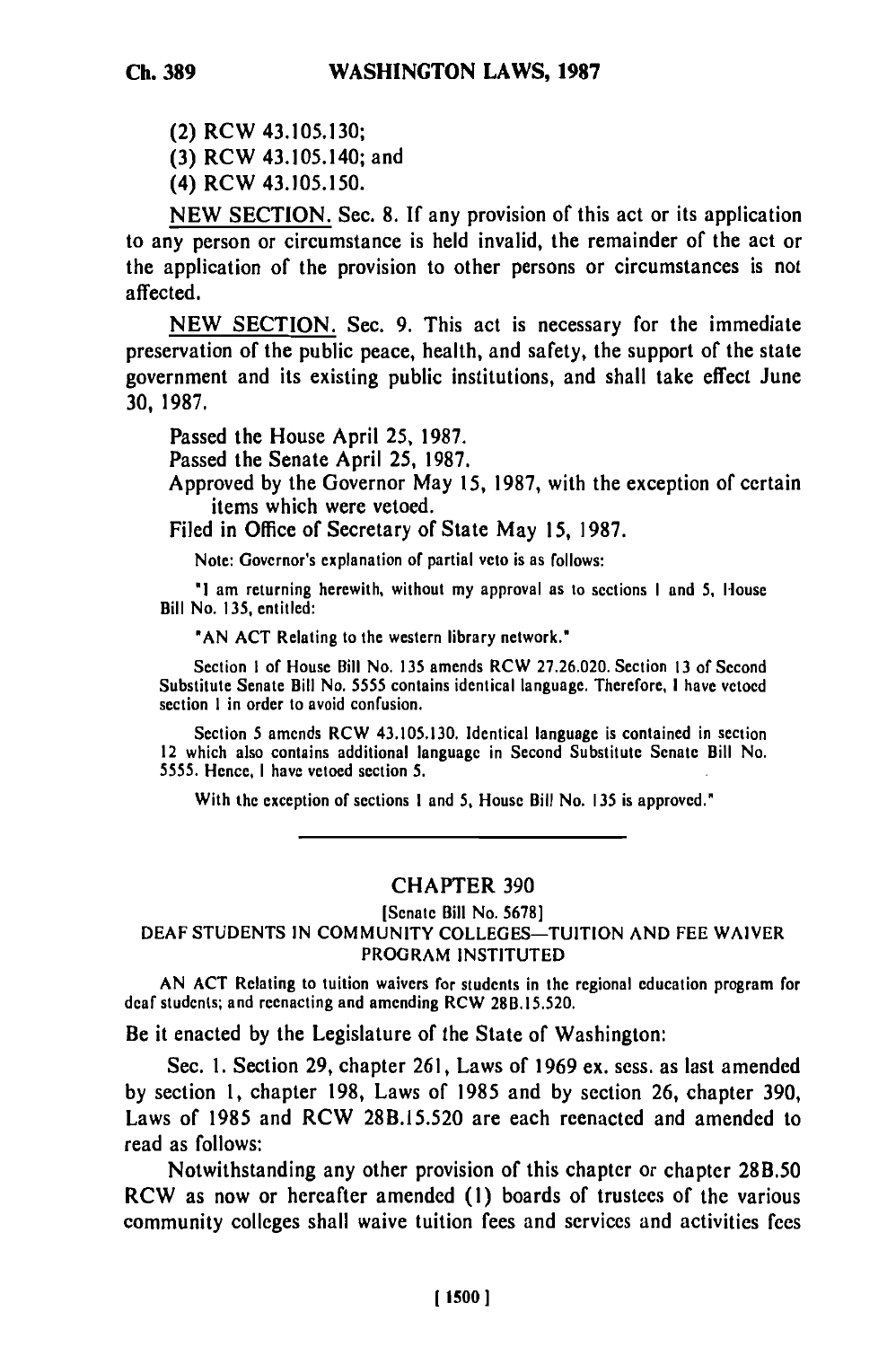(2) RCW 43.105.130;

(3) RCW 43.105.140; and

(4) RCW 43.105.150.

NEW SECTION. Sec. 8. If any provision of this act or its application to any person or circumstance is held invalid, the remainder of the act or the application of the provision to other persons or circumstances is not affected.

NEW SECTION. Sec. 9. This act is necessary for the immediate preservation of the public peace, health, and safety, the support of the state government and its existing public institutions, and shall take effect June 30, 1987.

Passed the House April 25, 1987.

Passed the Senate April 25, 1987.

Approved by the Governor May 15, 1987, with the exception of certain items which were vetoed.

Filed in Office of Secretary of State May 15, 1987.

Note: Governor's explanation of partial veto is as follows:

"I am returning herewith, without my approval as to sections 1 and 5, House Bill No. 135, entitled:

"AN ACT Relating to the western library network."

Section 1 of House Bill No. 135 amends RCW 27.26.020. Section 13 of Second Substitute Senate Bill No. 5555 contains identical language. Therefore, I have vetoed section 1 in order to avoid confusion.

Section 5 amends RCW 43.105.130. Identical language is contained in section 12 which also contains additional language in Second Substitute Senate Bill No. 5555. Hence, I have vetoed section 5.

With the exception of sections 1 and 5, House Bill No. 135 is approved."

## CHAPTER 390

[Senate Bill No. 5678]

DEAF STUDENTS IN COMMUNITY COLLEGES—TUITION AND FEE WAIVER PROGRAM INSTITUTED

AN ACT Relating to tuition waivers for students in the regional education program for deaf students; and reenacting and amending RCW 28B.15.520.

Be it enacted by the Legislature of the State of Washington:

Sec. 1. Section 29, chapter 261, Laws of 1969 ex. sess. as last amended by section 1, chapter 198, Laws of 1985 and by section 26, chapter 390, Laws of 1985 and RCW 28B.15.520 are each reenacted and amended to read as follows:

Notwithstanding any other provision of this chapter or chapter 28B.50 RCW as now or hereafter amended (1) boards of trustees of the various community colleges shall waive tuition fees and services and activities fees